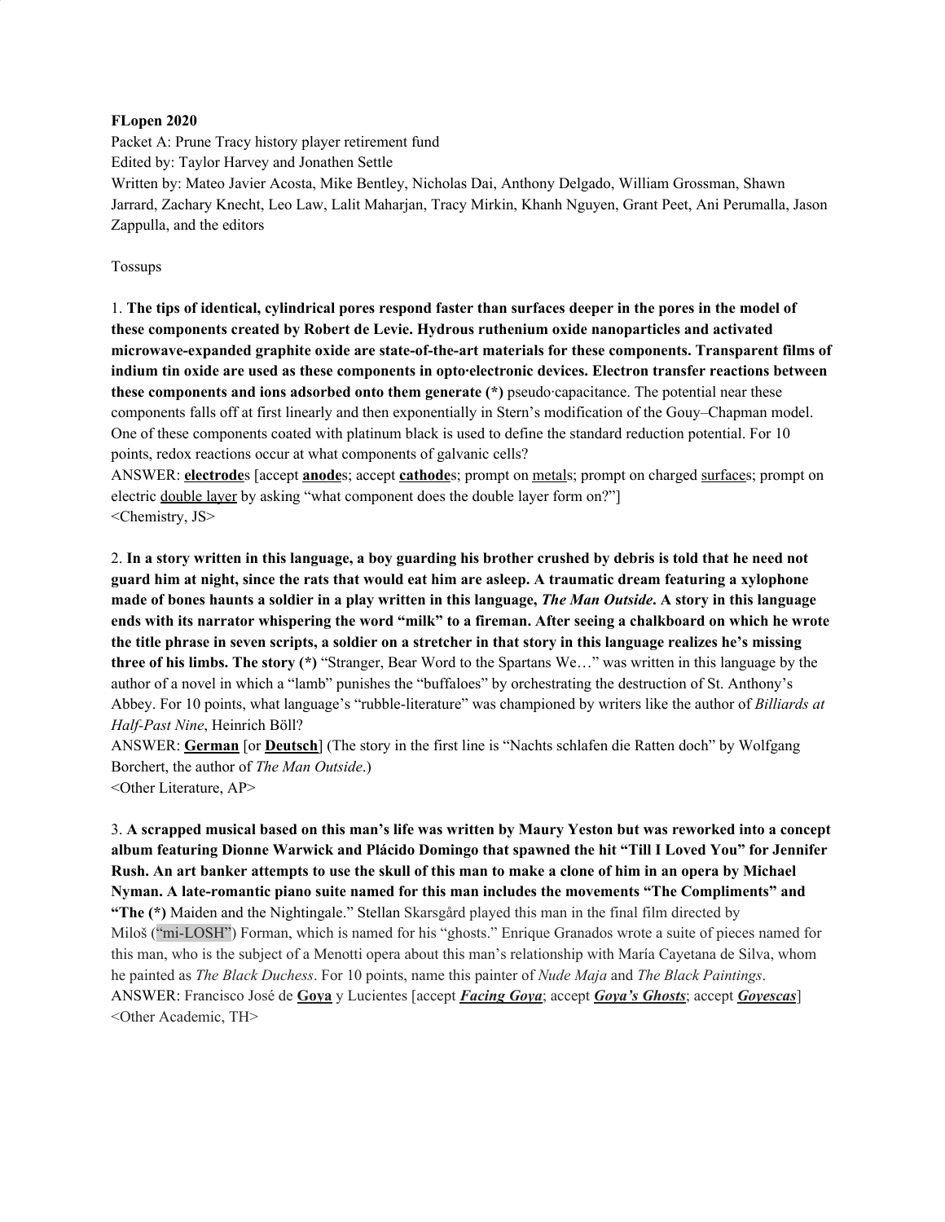**FLopen 2020**

Packet A: Prune Tracy history player retirement fund

Edited by: Taylor Harvey and Jonathen Settle

Written by: Mateo Javier Acosta, Mike Bentley, Nicholas Dai, Anthony Delgado, William Grossman, Shawn Jarrard, Zachary Knecht, Leo Law, Lalit Maharjan, Tracy Mirkin, Khanh Nguyen, Grant Peet, Ani Perumalla, Jason Zappulla, and the editors

Tossups

1. **The tips of identical, cylindrical pores respond faster than surfaces deeper in the pores in the model of these components created by Robert de Levie. Hydrous ruthenium oxide nanoparticles and activated microwave-expanded graphite oxide are state-of-the-art materials for these components. Transparent films of indium tin oxide are used as these components in opto·electronic devices. Electron transfer reactions between these components and ions adsorbed onto them generate (*)** pseudo·capacitance. The potential near these components falls off at first linearly and then exponentially in Stern's modification of the Gouy–Chapman model. One of these components coated with platinum black is used to define the standard reduction potential. For 10 points, redox reactions occur at what components of galvanic cells?

ANSWER: **electrode**s [accept **anode**s; accept **cathode**s; prompt on metals; prompt on charged surfaces; prompt on electric double layer by asking "what component does the double layer form on?"]

<Chemistry, JS>

2. **In a story written in this language, a boy guarding his brother crushed by debris is told that he need not guard him at night, since the rats that would eat him are asleep. A traumatic dream featuring a xylophone made of bones haunts a soldier in a play written in this language, *The Man Outside*. A story in this language ends with its narrator whispering the word "milk" to a fireman. After seeing a chalkboard on which he wrote the title phrase in seven scripts, a soldier on a stretcher in that story in this language realizes he's missing three of his limbs. The story (*)** "Stranger, Bear Word to the Spartans We…" was written in this language by the author of a novel in which a "lamb" punishes the "buffaloes" by orchestrating the destruction of St. Anthony's Abbey. For 10 points, what language's "rubble-literature" was championed by writers like the author of *Billiards at Half-Past Nine*, Heinrich Böll?

ANSWER: **German** [or **Deutsch**] (The story in the first line is "Nachts schlafen die Ratten doch" by Wolfgang Borchert, the author of *The Man Outside*.)

<Other Literature, AP>

3. **A scrapped musical based on this man's life was written by Maury Yeston but was reworked into a concept album featuring Dionne Warwick and Plácido Domingo that spawned the hit "Till I Loved You" for Jennifer Rush. An art banker attempts to use the skull of this man to make a clone of him in an opera by Michael Nyman. A late-romantic piano suite named for this man includes the movements "The Compliments" and "The (*)** Maiden and the Nightingale." Stellan Skarsgård played this man in the final film directed by Miloš ("mi-LOSH") Forman, which is named for his "ghosts." Enrique Granados wrote a suite of pieces named for this man, who is the subject of a Menotti opera about this man's relationship with María Cayetana de Silva, whom he painted as *The Black Duchess*. For 10 points, name this painter of *Nude Maja* and *The Black Paintings*.

ANSWER: Francisco José de **Goya** y Lucientes [accept ***Facing Goya***; accept ***Goya's Ghosts***; accept ***Goyescas***]

<Other Academic, TH>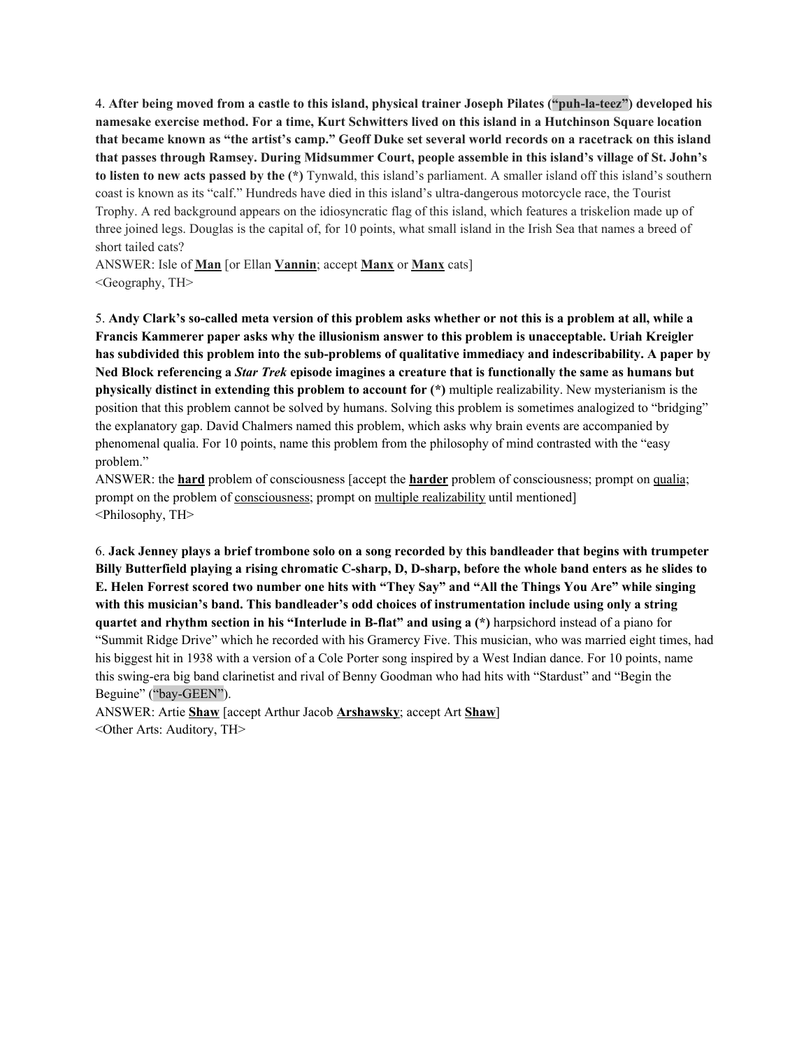4. **After being moved from a castle to this island, physical trainer Joseph Pilates ("puh-la-teez") developed his namesake exercise method. For a time, Kurt Schwitters lived on this island in a Hutchinson Square location that became known as "the artist's camp." Geoff Duke set several world records on a racetrack on this island that passes through Ramsey. During Midsummer Court, people assemble in this island's village of St. John's to listen to new acts passed by the (*)** Tynwald, this island's parliament. A smaller island off this island's southern coast is known as its "calf." Hundreds have died in this island's ultra-dangerous motorcycle race, the Tourist Trophy. A red background appears on the idiosyncratic flag of this island, which features a triskelion made up of three joined legs. Douglas is the capital of, for 10 points, what small island in the Irish Sea that names a breed of short tailed cats?

ANSWER: Isle of **Man** [or Ellan **Vannin**; accept **Manx** or **Manx** cats]

<Geography, TH>

5. **Andy Clark's so-called meta version of this problem asks whether or not this is a problem at all, while a Francis Kammerer paper asks why the illusionism answer to this problem is unacceptable. Uriah Kreigler has subdivided this problem into the sub-problems of qualitative immediacy and indescribability. A paper by Ned Block referencing a *Star Trek* episode imagines a creature that is functionally the same as humans but physically distinct in extending this problem to account for (*)** multiple realizability. New mysterianism is the position that this problem cannot be solved by humans. Solving this problem is sometimes analogized to "bridging" the explanatory gap. David Chalmers named this problem, which asks why brain events are accompanied by phenomenal qualia. For 10 points, name this problem from the philosophy of mind contrasted with the "easy problem."

ANSWER: the **hard** problem of consciousness [accept the **harder** problem of consciousness; prompt on qualia; prompt on the problem of consciousness; prompt on multiple realizability until mentioned]

<Philosophy, TH>

6. **Jack Jenney plays a brief trombone solo on a song recorded by this bandleader that begins with trumpeter Billy Butterfield playing a rising chromatic C-sharp, D, D-sharp, before the whole band enters as he slides to E. Helen Forrest scored two number one hits with "They Say" and "All the Things You Are" while singing with this musician's band. This bandleader's odd choices of instrumentation include using only a string quartet and rhythm section in his "Interlude in B-flat" and using a (*)** harpsichord instead of a piano for "Summit Ridge Drive" which he recorded with his Gramercy Five. This musician, who was married eight times, had his biggest hit in 1938 with a version of a Cole Porter song inspired by a West Indian dance. For 10 points, name this swing-era big band clarinetist and rival of Benny Goodman who had hits with "Stardust" and "Begin the Beguine" ("bay-GEEN").

ANSWER: Artie **Shaw** [accept Arthur Jacob **Arshawsky**; accept Art **Shaw**]

<Other Arts: Auditory, TH>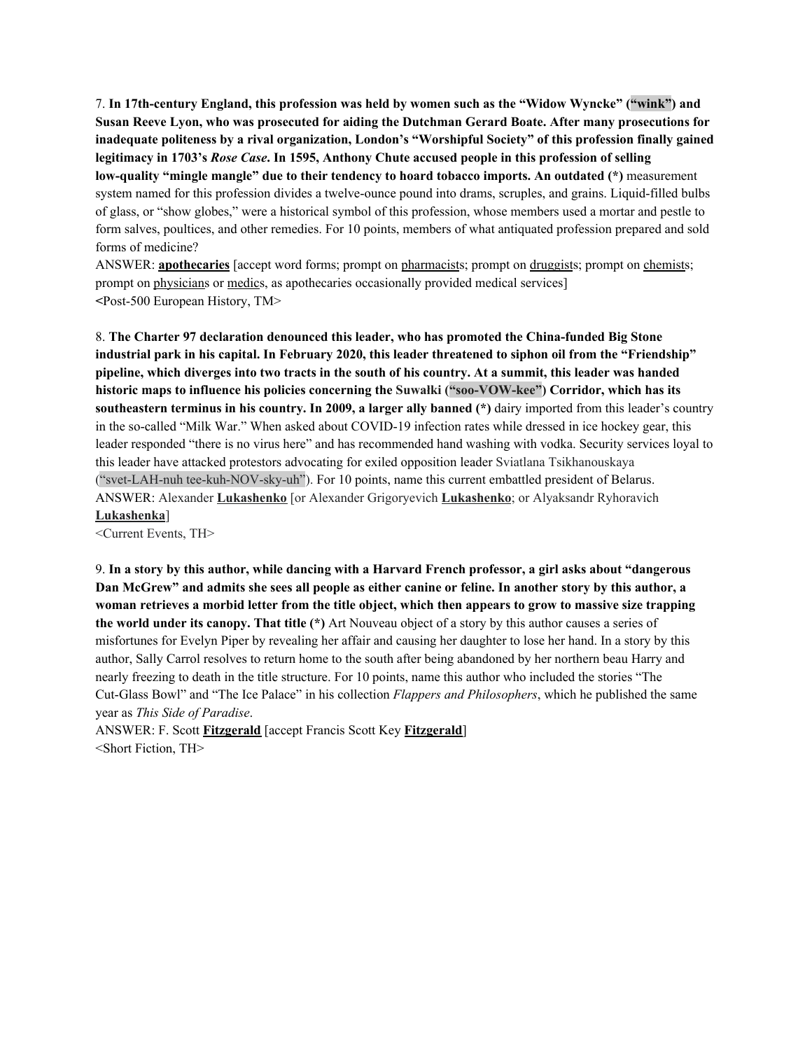7. **In 17th-century England, this profession was held by women such as the "Widow Wyncke" ("wink") and Susan Reeve Lyon, who was prosecuted for aiding the Dutchman Gerard Boate. After many prosecutions for inadequate politeness by a rival organization, London's "Worshipful Society" of this profession finally gained legitimacy in 1703's *Rose Case*. In 1595, Anthony Chute accused people in this profession of selling low-quality "mingle mangle" due to their tendency to hoard tobacco imports. An outdated (*)** measurement system named for this profession divides a twelve-ounce pound into drams, scruples, and grains. Liquid-filled bulbs of glass, or "show globes," were a historical symbol of this profession, whose members used a mortar and pestle to form salves, poultices, and other remedies. For 10 points, members of what antiquated profession prepared and sold forms of medicine?

ANSWER: **apothecaries** [accept word forms; prompt on pharmacists; prompt on druggists; prompt on chemists; prompt on physicians or medics, as apothecaries occasionally provided medical services]

<Post-500 European History, TM>

8. **The Charter 97 declaration denounced this leader, who has promoted the China-funded Big Stone industrial park in his capital. In February 2020, this leader threatened to siphon oil from the "Friendship" pipeline, which diverges into two tracts in the south of his country. At a summit, this leader was handed historic maps to influence his policies concerning the Suwałki ("soo-VOW-kee") Corridor, which has its southeastern terminus in his country. In 2009, a larger ally banned (*)** dairy imported from this leader's country in the so-called "Milk War." When asked about COVID-19 infection rates while dressed in ice hockey gear, this leader responded "there is no virus here" and has recommended hand washing with vodka. Security services loyal to this leader have attacked protestors advocating for exiled opposition leader Sviatlana Tsikhanouskaya ("svet-LAH-nuh tee-kuh-NOV-sky-uh"). For 10 points, name this current embattled president of Belarus.

ANSWER: Alexander **Lukashenko** [or Alexander Grigoryevich **Lukashenko**; or Alyaksandr Ryhoravich **Lukashenka**]

<Current Events, TH>

9. **In a story by this author, while dancing with a Harvard French professor, a girl asks about "dangerous Dan McGrew" and admits she sees all people as either canine or feline. In another story by this author, a woman retrieves a morbid letter from the title object, which then appears to grow to massive size trapping the world under its canopy. That title (*)** Art Nouveau object of a story by this author causes a series of misfortunes for Evelyn Piper by revealing her affair and causing her daughter to lose her hand. In a story by this author, Sally Carrol resolves to return home to the south after being abandoned by her northern beau Harry and nearly freezing to death in the title structure. For 10 points, name this author who included the stories "The Cut-Glass Bowl" and "The Ice Palace" in his collection *Flappers and Philosophers*, which he published the same year as *This Side of Paradise*.

ANSWER: F. Scott **Fitzgerald** [accept Francis Scott Key **Fitzgerald**]

<Short Fiction, TH>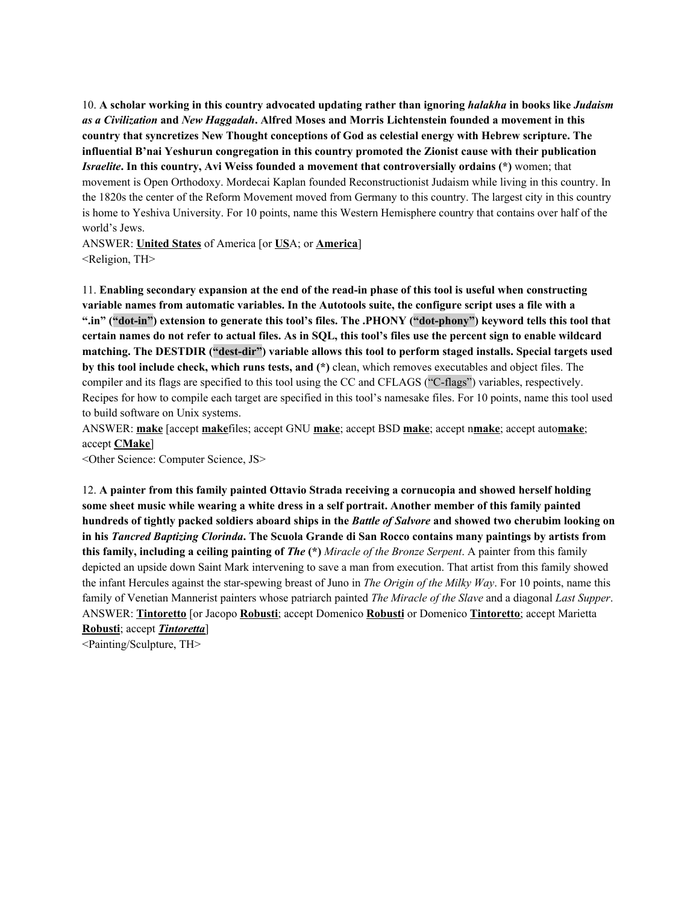10. **A scholar working in this country advocated updating rather than ignoring *halakha* in books like *Judaism as a Civilization* and *New Haggadah*. Alfred Moses and Morris Lichtenstein founded a movement in this country that syncretizes New Thought conceptions of God as celestial energy with Hebrew scripture. The influential B'nai Yeshurun congregation in this country promoted the Zionist cause with their publication *Israelite*. In this country, Avi Weiss founded a movement that controversially ordains (*)** women; that movement is Open Orthodoxy. Mordecai Kaplan founded Reconstructionist Judaism while living in this country. In the 1820s the center of the Reform Movement moved from Germany to this country. The largest city in this country is home to Yeshiva University. For 10 points, name this Western Hemisphere country that contains over half of the world's Jews.

ANSWER: **United States** of America [or **US**A; or **America**]

<Religion, TH>

11. **Enabling secondary expansion at the end of the read-in phase of this tool is useful when constructing variable names from automatic variables. In the Autotools suite, the configure script uses a file with a ".in" ("dot-in") extension to generate this tool's files. The .PHONY ("dot-phony") keyword tells this tool that certain names do not refer to actual files. As in SQL, this tool's files use the percent sign to enable wildcard matching. The DESTDIR ("dest-dir") variable allows this tool to perform staged installs. Special targets used by this tool include check, which runs tests, and (*)** clean, which removes executables and object files. The compiler and its flags are specified to this tool using the CC and CFLAGS ("C-flags") variables, respectively. Recipes for how to compile each target are specified in this tool's namesake files. For 10 points, name this tool used to build software on Unix systems.

ANSWER: **make** [accept **make**files; accept GNU **make**; accept BSD **make**; accept n**make**; accept auto**make**; accept **CMake**]

<Other Science: Computer Science, JS>

12. **A painter from this family painted Ottavio Strada receiving a cornucopia and showed herself holding some sheet music while wearing a white dress in a self portrait. Another member of this family painted hundreds of tightly packed soldiers aboard ships in the *Battle of Salvore* and showed two cherubim looking on in his *Tancred Baptizing Clorinda*. The Scuola Grande di San Rocco contains many paintings by artists from this family, including a ceiling painting of *The* (*)** *Miracle of the Bronze Serpent*. A painter from this family depicted an upside down Saint Mark intervening to save a man from execution. That artist from this family showed the infant Hercules against the star-spewing breast of Juno in *The Origin of the Milky Way*. For 10 points, name this family of Venetian Mannerist painters whose patriarch painted *The Miracle of the Slave* and a diagonal *Last Supper*.

ANSWER: **Tintoretto** [or Jacopo **Robusti**; accept Domenico **Robusti** or Domenico **Tintoretto**; accept Marietta **Robusti**; accept ***Tintoretta***]

<Painting/Sculpture, TH>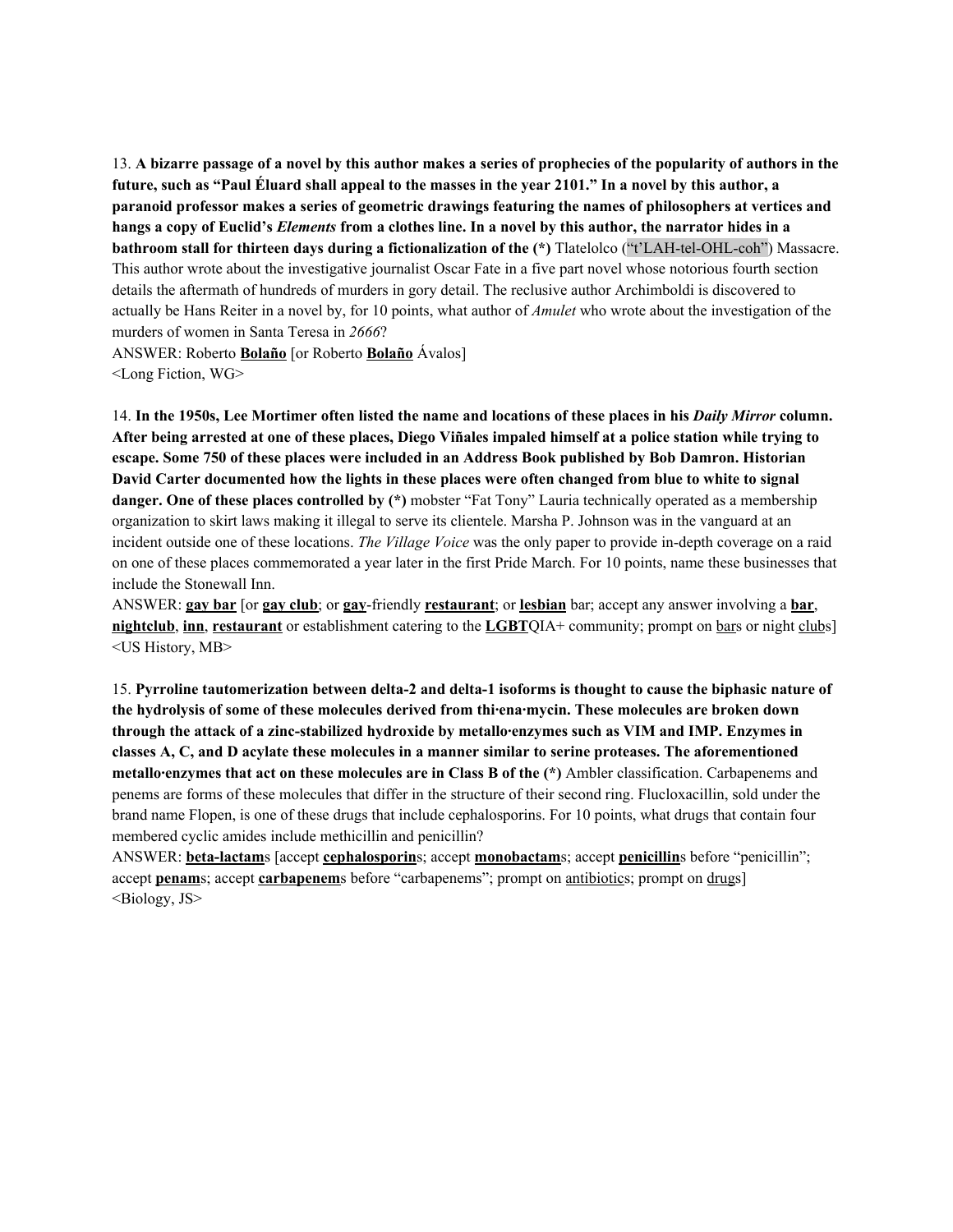13. **A bizarre passage of a novel by this author makes a series of prophecies of the popularity of authors in the future, such as "Paul Éluard shall appeal to the masses in the year 2101." In a novel by this author, a paranoid professor makes a series of geometric drawings featuring the names of philosophers at vertices and hangs a copy of Euclid's *Elements* from a clothes line. In a novel by this author, the narrator hides in a bathroom stall for thirteen days during a fictionalization of the (*)** Tlatelolco ("t'LAH-tel-OHL-coh") Massacre. This author wrote about the investigative journalist Oscar Fate in a five part novel whose notorious fourth section details the aftermath of hundreds of murders in gory detail. The reclusive author Archimboldi is discovered to actually be Hans Reiter in a novel by, for 10 points, what author of *Amulet* who wrote about the investigation of the murders of women in Santa Teresa in *2666*?

ANSWER: Roberto **Bolaño** [or Roberto **Bolaño** Ávalos]

<Long Fiction, WG>

14. **In the 1950s, Lee Mortimer often listed the name and locations of these places in his *Daily Mirror* column. After being arrested at one of these places, Diego Viñales impaled himself at a police station while trying to escape. Some 750 of these places were included in an Address Book published by Bob Damron. Historian David Carter documented how the lights in these places were often changed from blue to white to signal danger. One of these places controlled by (*)** mobster "Fat Tony" Lauria technically operated as a membership organization to skirt laws making it illegal to serve its clientele. Marsha P. Johnson was in the vanguard at an incident outside one of these locations. *The Village Voice* was the only paper to provide in-depth coverage on a raid on one of these places commemorated a year later in the first Pride March. For 10 points, name these businesses that include the Stonewall Inn.

ANSWER: **gay bar** [or **gay club**; or **gay**-friendly **restaurant**; or **lesbian** bar; accept any answer involving a **bar**, **nightclub**, **inn**, **restaurant** or establishment catering to the **LGBT**QIA+ community; prompt on bars or night clubs]

<US History, MB>

15. **Pyrroline tautomerization between delta-2 and delta-1 isoforms is thought to cause the biphasic nature of the hydrolysis of some of these molecules derived from thi·ena·mycin. These molecules are broken down through the attack of a zinc-stabilized hydroxide by metallo·enzymes such as VIM and IMP. Enzymes in classes A, C, and D acylate these molecules in a manner similar to serine proteases. The aforementioned metallo·enzymes that act on these molecules are in Class B of the (*)** Ambler classification. Carbapenems and penems are forms of these molecules that differ in the structure of their second ring. Flucloxacillin, sold under the brand name Flopen, is one of these drugs that include cephalosporins. For 10 points, what drugs that contain four membered cyclic amides include methicillin and penicillin?

ANSWER: **beta-lactam**s [accept **cephalosporin**s; accept **monobactam**s; accept **penicillin**s before "penicillin"; accept **penam**s; accept **carbapenem**s before "carbapenems"; prompt on antibiotics; prompt on drugs]

<Biology, JS>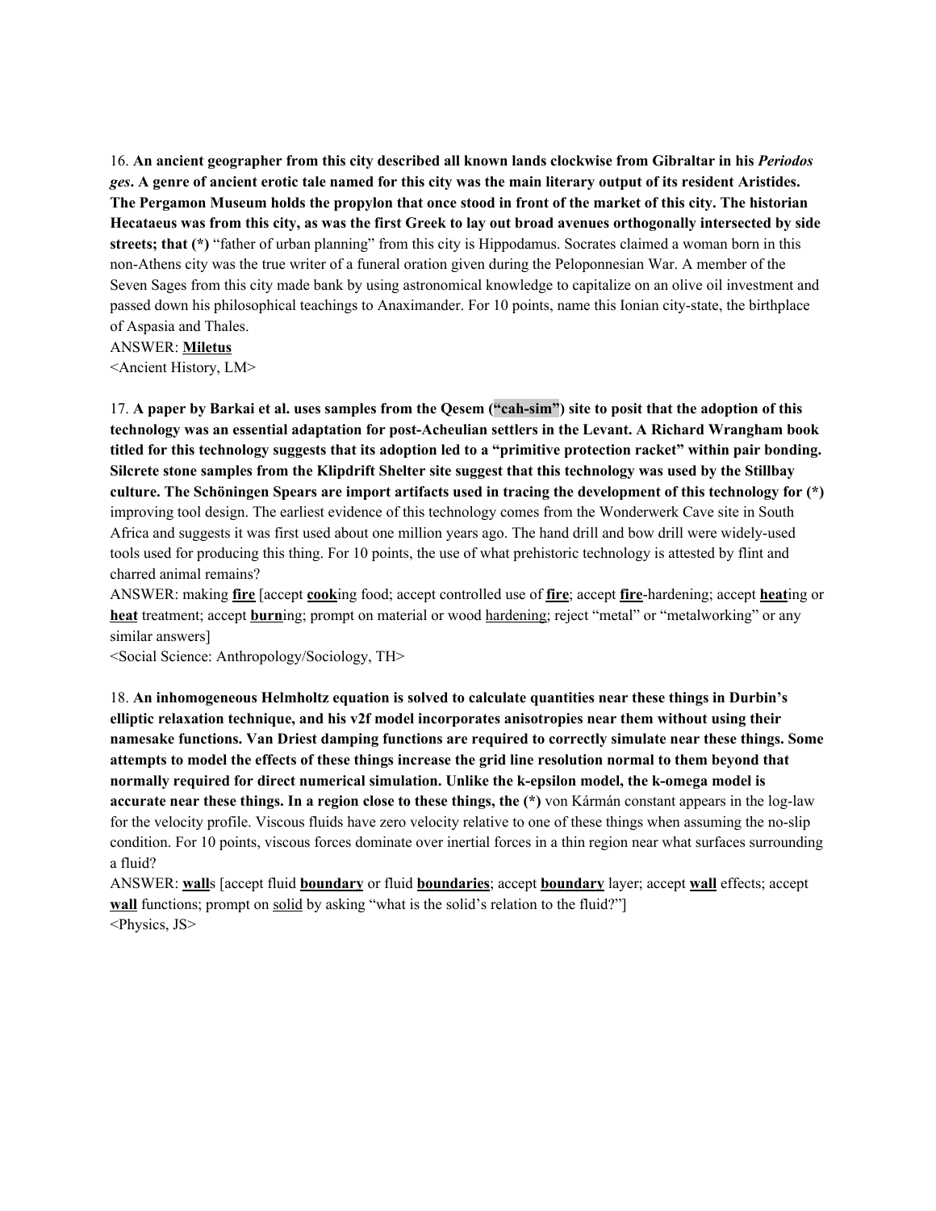16. **An ancient geographer from this city described all known lands clockwise from Gibraltar in his *Periodos ges*. A genre of ancient erotic tale named for this city was the main literary output of its resident Aristides. The Pergamon Museum holds the propylon that once stood in front of the market of this city. The historian Hecataeus was from this city, as was the first Greek to lay out broad avenues orthogonally intersected by side streets; that (*)** "father of urban planning" from this city is Hippodamus. Socrates claimed a woman born in this non-Athens city was the true writer of a funeral oration given during the Peloponnesian War. A member of the Seven Sages from this city made bank by using astronomical knowledge to capitalize on an olive oil investment and passed down his philosophical teachings to Anaximander. For 10 points, name this Ionian city-state, the birthplace of Aspasia and Thales.

ANSWER: **Miletus**

<Ancient History, LM>

17. **A paper by Barkai et al. uses samples from the Qesem ("cah-sim") site to posit that the adoption of this technology was an essential adaptation for post-Acheulian settlers in the Levant. A Richard Wrangham book titled for this technology suggests that its adoption led to a "primitive protection racket" within pair bonding. Silcrete stone samples from the Klipdrift Shelter site suggest that this technology was used by the Stillbay culture. The Schöningen Spears are import artifacts used in tracing the development of this technology for (*)** improving tool design. The earliest evidence of this technology comes from the Wonderwerk Cave site in South Africa and suggests it was first used about one million years ago. The hand drill and bow drill were widely-used tools used for producing this thing. For 10 points, the use of what prehistoric technology is attested by flint and charred animal remains?

ANSWER: making **fire** [accept **cook**ing food; accept controlled use of **fire**; accept **fire**-hardening; accept **heat**ing or **heat** treatment; accept **burn**ing; prompt on material or wood hardening; reject "metal" or "metalworking" or any similar answers]

<Social Science: Anthropology/Sociology, TH>

18. **An inhomogeneous Helmholtz equation is solved to calculate quantities near these things in Durbin's elliptic relaxation technique, and his v2f model incorporates anisotropies near them without using their namesake functions. Van Driest damping functions are required to correctly simulate near these things. Some attempts to model the effects of these things increase the grid line resolution normal to them beyond that normally required for direct numerical simulation. Unlike the k-epsilon model, the k-omega model is accurate near these things. In a region close to these things, the (*)** von Kármán constant appears in the log-law for the velocity profile. Viscous fluids have zero velocity relative to one of these things when assuming the no-slip condition. For 10 points, viscous forces dominate over inertial forces in a thin region near what surfaces surrounding a fluid?

ANSWER: **wall**s [accept fluid **boundary** or fluid **boundaries**; accept **boundary** layer; accept **wall** effects; accept **wall** functions; prompt on solid by asking "what is the solid's relation to the fluid?"]

<Physics, JS>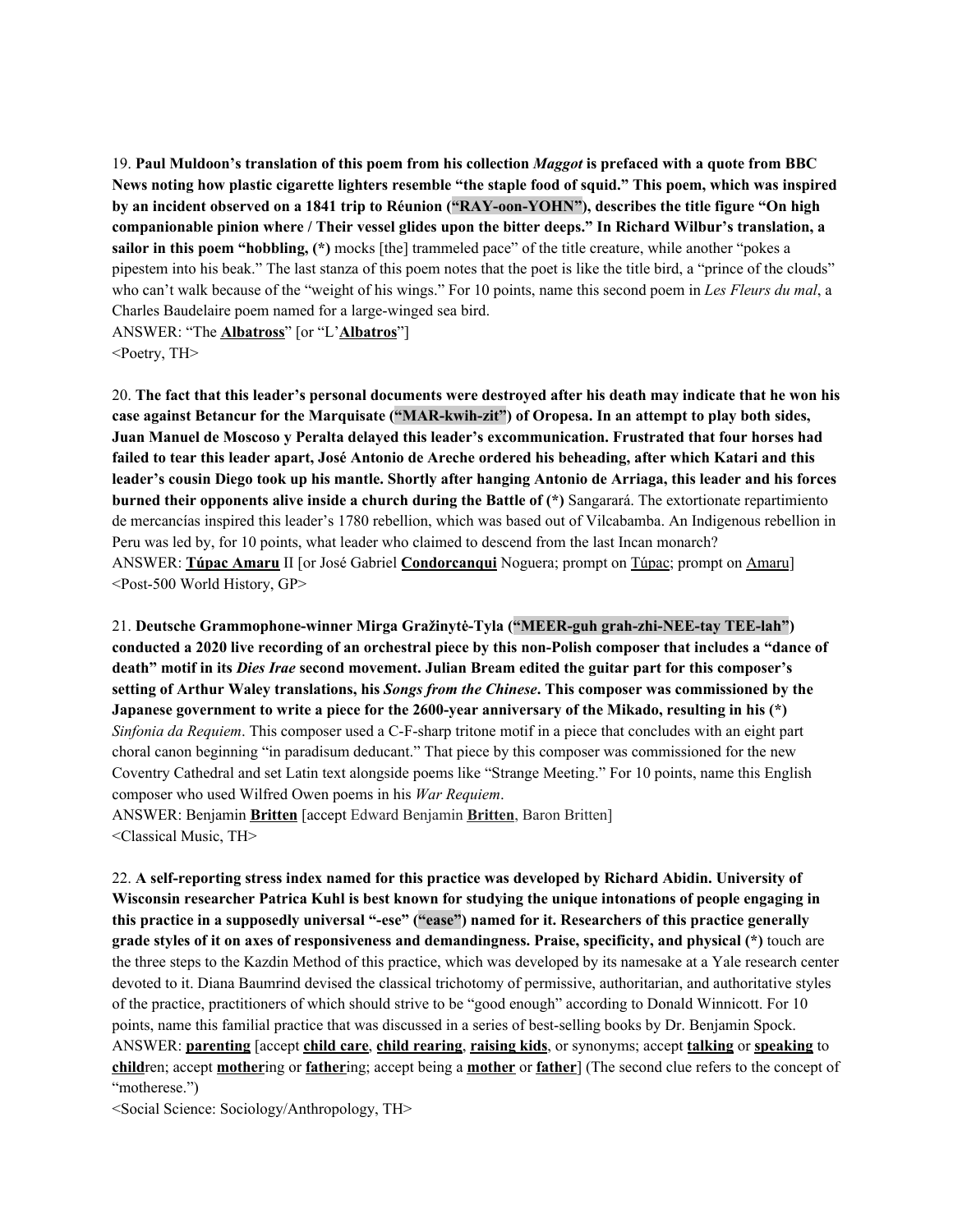19. **Paul Muldoon's translation of this poem from his collection *Maggot* is prefaced with a quote from BBC News noting how plastic cigarette lighters resemble "the staple food of squid." This poem, which was inspired by an incident observed on a 1841 trip to Réunion ("RAY-oon-YOHN"), describes the title figure "On high companionable pinion where / Their vessel glides upon the bitter deeps." In Richard Wilbur's translation, a sailor in this poem "hobbling, (*)** mocks [the] trammeled pace" of the title creature, while another "pokes a pipestem into his beak." The last stanza of this poem notes that the poet is like the title bird, a "prince of the clouds" who can't walk because of the "weight of his wings." For 10 points, name this second poem in *Les Fleurs du mal*, a Charles Baudelaire poem named for a large-winged sea bird.

ANSWER: "The **Albatross**" [or "L'**Albatros**"]

<Poetry, TH>

20. **The fact that this leader's personal documents were destroyed after his death may indicate that he won his case against Betancur for the Marquisate ("MAR-kwih-zit") of Oropesa. In an attempt to play both sides, Juan Manuel de Moscoso y Peralta delayed this leader's excommunication. Frustrated that four horses had failed to tear this leader apart, José Antonio de Areche ordered his beheading, after which Katari and this leader's cousin Diego took up his mantle. Shortly after hanging Antonio de Arriaga, this leader and his forces burned their opponents alive inside a church during the Battle of (*)** Sangarará. The extortionate repartimiento de mercancías inspired this leader's 1780 rebellion, which was based out of Vilcabamba. An Indigenous rebellion in Peru was led by, for 10 points, what leader who claimed to descend from the last Incan monarch?

ANSWER: **Túpac Amaru** II [or José Gabriel **Condorcanqui** Noguera; prompt on Túpac; prompt on Amaru]

<Post-500 World History, GP>

21. **Deutsche Grammophone-winner Mirga Gražinytė-Tyla ("MEER-guh grah-zhi-NEE-tay TEE-lah") conducted a 2020 live recording of an orchestral piece by this non-Polish composer that includes a "dance of death" motif in its *Dies Irae* second movement. Julian Bream edited the guitar part for this composer's setting of Arthur Waley translations, his *Songs from the Chinese*. This composer was commissioned by the Japanese government to write a piece for the 2600-year anniversary of the Mikado, resulting in his (*)** *Sinfonia da Requiem*. This composer used a C-F-sharp tritone motif in a piece that concludes with an eight part choral canon beginning "in paradisum deducant." That piece by this composer was commissioned for the new Coventry Cathedral and set Latin text alongside poems like "Strange Meeting." For 10 points, name this English composer who used Wilfred Owen poems in his *War Requiem*.

ANSWER: Benjamin **Britten** [accept Edward Benjamin **Britten**, Baron Britten]

<Classical Music, TH>

22. **A self-reporting stress index named for this practice was developed by Richard Abidin. University of Wisconsin researcher Patrica Kuhl is best known for studying the unique intonations of people engaging in this practice in a supposedly universal "-ese" ("ease") named for it. Researchers of this practice generally grade styles of it on axes of responsiveness and demandingness. Praise, specificity, and physical (*)** touch are the three steps to the Kazdin Method of this practice, which was developed by its namesake at a Yale research center devoted to it. Diana Baumrind devised the classical trichotomy of permissive, authoritarian, and authoritative styles of the practice, practitioners of which should strive to be "good enough" according to Donald Winnicott. For 10 points, name this familial practice that was discussed in a series of best-selling books by Dr. Benjamin Spock.

ANSWER: **parenting** [accept **child care**, **child rearing**, **raising kids**, or synonyms; accept **talking** or **speaking** to **child**ren; accept **mother**ing or **father**ing; accept being a **mother** or **father**] (The second clue refers to the concept of "motherese.")

<Social Science: Sociology/Anthropology, TH>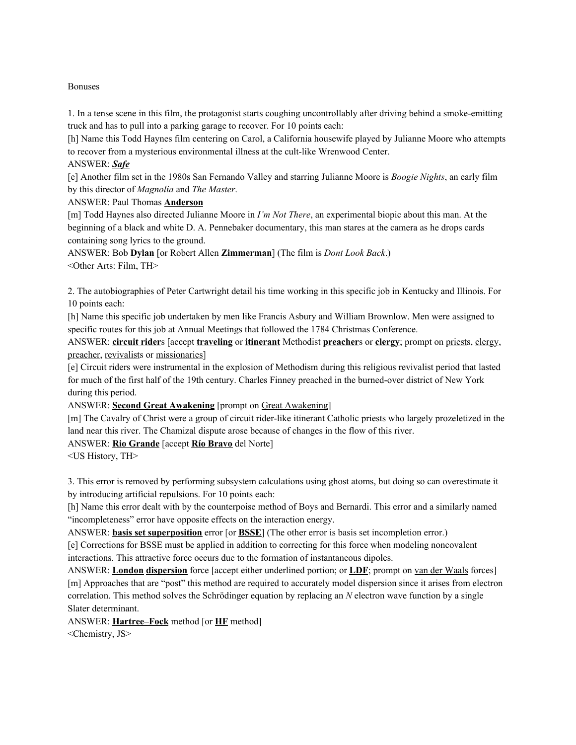Bonuses

1. In a tense scene in this film, the protagonist starts coughing uncontrollably after driving behind a smoke-emitting truck and has to pull into a parking garage to recover. For 10 points each:

[h] Name this Todd Haynes film centering on Carol, a California housewife played by Julianne Moore who attempts to recover from a mysterious environmental illness at the cult-like Wrenwood Center.

ANSWER: ***Safe***

[e] Another film set in the 1980s San Fernando Valley and starring Julianne Moore is *Boogie Nights*, an early film by this director of *Magnolia* and *The Master*.

ANSWER: Paul Thomas **Anderson**

[m] Todd Haynes also directed Julianne Moore in *I'm Not There*, an experimental biopic about this man. At the beginning of a black and white D. A. Pennebaker documentary, this man stares at the camera as he drops cards containing song lyrics to the ground.

ANSWER: Bob **Dylan** [or Robert Allen **Zimmerman**] (The film is *Dont Look Back*.)

<Other Arts: Film, TH>

2. The autobiographies of Peter Cartwright detail his time working in this specific job in Kentucky and Illinois. For 10 points each:

[h] Name this specific job undertaken by men like Francis Asbury and William Brownlow. Men were assigned to specific routes for this job at Annual Meetings that followed the 1784 Christmas Conference.

ANSWER: **circuit rider**s [accept **traveling** or **itinerant** Methodist **preacher**s or **clergy**; prompt on priests, clergy, preacher, revivalists or missionaries]

[e] Circuit riders were instrumental in the explosion of Methodism during this religious revivalist period that lasted for much of the first half of the 19th century. Charles Finney preached in the burned-over district of New York during this period.

ANSWER: **Second Great Awakening** [prompt on Great Awakening]

[m] The Cavalry of Christ were a group of circuit rider-like itinerant Catholic priests who largely prozeletized in the land near this river. The Chamizal dispute arose because of changes in the flow of this river.

ANSWER: **Rio Grande** [accept **Río Bravo** del Norte]

<US History, TH>

3. This error is removed by performing subsystem calculations using ghost atoms, but doing so can overestimate it by introducing artificial repulsions. For 10 points each:

[h] Name this error dealt with by the counterpoise method of Boys and Bernardi. This error and a similarly named "incompleteness" error have opposite effects on the interaction energy.

ANSWER: **basis set superposition** error [or **BSSE**] (The other error is basis set incompletion error.)

[e] Corrections for BSSE must be applied in addition to correcting for this force when modeling noncovalent interactions. This attractive force occurs due to the formation of instantaneous dipoles.

ANSWER: **London dispersion** force [accept either underlined portion; or **LDF**; prompt on van der Waals forces]

[m] Approaches that are "post" this method are required to accurately model dispersion since it arises from electron correlation. This method solves the Schrödinger equation by replacing an $N$ electron wave function by a single Slater determinant.

ANSWER: **Hartree–Fock** method [or **HF** method]

<Chemistry, JS>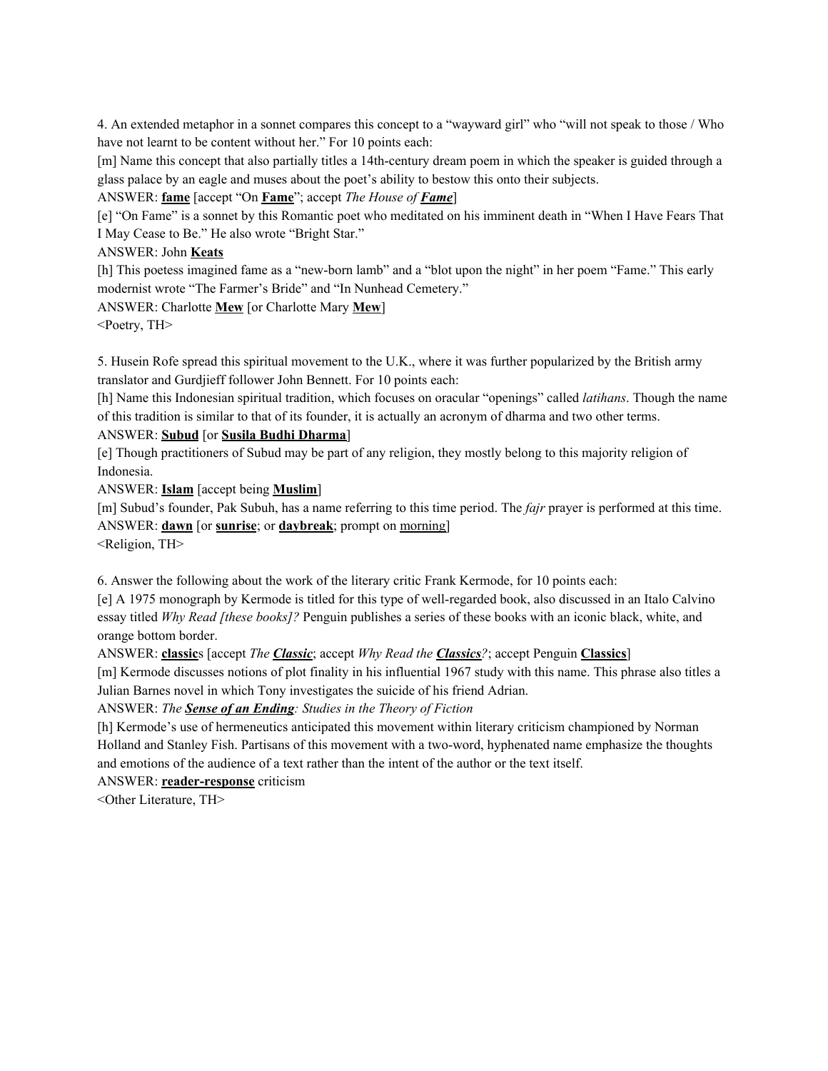4. An extended metaphor in a sonnet compares this concept to a "wayward girl" who "will not speak to those / Who have not learnt to be content without her." For 10 points each:

[m] Name this concept that also partially titles a 14th-century dream poem in which the speaker is guided through a glass palace by an eagle and muses about the poet's ability to bestow this onto their subjects.

ANSWER: **fame** [accept "On **Fame**"; accept *The House of **Fame***]

[e] "On Fame" is a sonnet by this Romantic poet who meditated on his imminent death in "When I Have Fears That I May Cease to Be." He also wrote "Bright Star."

ANSWER: John **Keats**

[h] This poetess imagined fame as a "new-born lamb" and a "blot upon the night" in her poem "Fame." This early modernist wrote "The Farmer's Bride" and "In Nunhead Cemetery."

ANSWER: Charlotte **Mew** [or Charlotte Mary **Mew**]

<Poetry, TH>

5. Husein Rofe spread this spiritual movement to the U.K., where it was further popularized by the British army translator and Gurdjieff follower John Bennett. For 10 points each:

[h] Name this Indonesian spiritual tradition, which focuses on oracular "openings" called *latihans*. Though the name of this tradition is similar to that of its founder, it is actually an acronym of dharma and two other terms.

ANSWER: **Subud** [or **Susila Budhi Dharma**]

[e] Though practitioners of Subud may be part of any religion, they mostly belong to this majority religion of Indonesia.

ANSWER: **Islam** [accept being **Muslim**]

[m] Subud's founder, Pak Subuh, has a name referring to this time period. The *fajr* prayer is performed at this time.

ANSWER: **dawn** [or **sunrise**; or **daybreak**; prompt on morning]

<Religion, TH>

6. Answer the following about the work of the literary critic Frank Kermode, for 10 points each:

[e] A 1975 monograph by Kermode is titled for this type of well-regarded book, also discussed in an Italo Calvino essay titled *Why Read [these books]?* Penguin publishes a series of these books with an iconic black, white, and orange bottom border.

ANSWER: **classic**s [accept *The **Classic***; accept *Why Read the **Classics**?*; accept Penguin **Classics**]

[m] Kermode discusses notions of plot finality in his influential 1967 study with this name. This phrase also titles a Julian Barnes novel in which Tony investigates the suicide of his friend Adrian.

ANSWER: *The **Sense of an Ending**: Studies in the Theory of Fiction*

[h] Kermode's use of hermeneutics anticipated this movement within literary criticism championed by Norman Holland and Stanley Fish. Partisans of this movement with a two-word, hyphenated name emphasize the thoughts and emotions of the audience of a text rather than the intent of the author or the text itself.

ANSWER: **reader-response** criticism

<Other Literature, TH>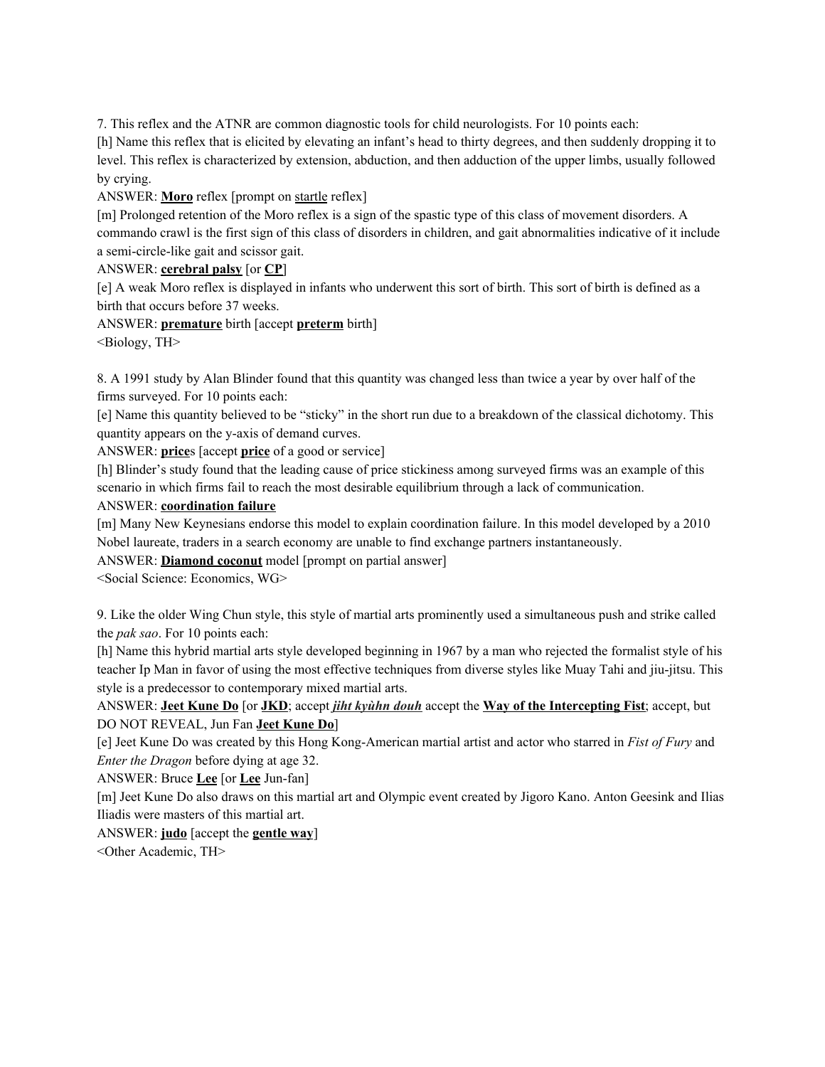7. This reflex and the ATNR are common diagnostic tools for child neurologists. For 10 points each:

[h] Name this reflex that is elicited by elevating an infant's head to thirty degrees, and then suddenly dropping it to level. This reflex is characterized by extension, abduction, and then adduction of the upper limbs, usually followed by crying.

ANSWER: **Moro** reflex [prompt on startle reflex]

[m] Prolonged retention of the Moro reflex is a sign of the spastic type of this class of movement disorders. A commando crawl is the first sign of this class of disorders in children, and gait abnormalities indicative of it include a semi-circle-like gait and scissor gait.

ANSWER: **cerebral palsy** [or **CP**]

[e] A weak Moro reflex is displayed in infants who underwent this sort of birth. This sort of birth is defined as a birth that occurs before 37 weeks.

ANSWER: **premature** birth [accept **preterm** birth]

<Biology, TH>

8. A 1991 study by Alan Blinder found that this quantity was changed less than twice a year by over half of the firms surveyed. For 10 points each:

[e] Name this quantity believed to be "sticky" in the short run due to a breakdown of the classical dichotomy. This quantity appears on the y-axis of demand curves.

ANSWER: **price**s [accept **price** of a good or service]

[h] Blinder's study found that the leading cause of price stickiness among surveyed firms was an example of this scenario in which firms fail to reach the most desirable equilibrium through a lack of communication.

ANSWER: **coordination failure**

[m] Many New Keynesians endorse this model to explain coordination failure. In this model developed by a 2010 Nobel laureate, traders in a search economy are unable to find exchange partners instantaneously.

ANSWER: **Diamond coconut** model [prompt on partial answer]

<Social Science: Economics, WG>

9. Like the older Wing Chun style, this style of martial arts prominently used a simultaneous push and strike called the *pak sao*. For 10 points each:

[h] Name this hybrid martial arts style developed beginning in 1967 by a man who rejected the formalist style of his teacher Ip Man in favor of using the most effective techniques from diverse styles like Muay Tahi and jiu-jitsu. This style is a predecessor to contemporary mixed martial arts.

ANSWER: **Jeet Kune Do** [or **JKD**; accept ***jiht kyùhn douh*** accept the **Way of the Intercepting Fist**; accept, but DO NOT REVEAL, Jun Fan **Jeet Kune Do**]

[e] Jeet Kune Do was created by this Hong Kong-American martial artist and actor who starred in *Fist of Fury* and *Enter the Dragon* before dying at age 32.

ANSWER: Bruce **Lee** [or **Lee** Jun-fan]

[m] Jeet Kune Do also draws on this martial art and Olympic event created by Jigoro Kano. Anton Geesink and Ilias Iliadis were masters of this martial art.

ANSWER: **judo** [accept the **gentle way**]

<Other Academic, TH>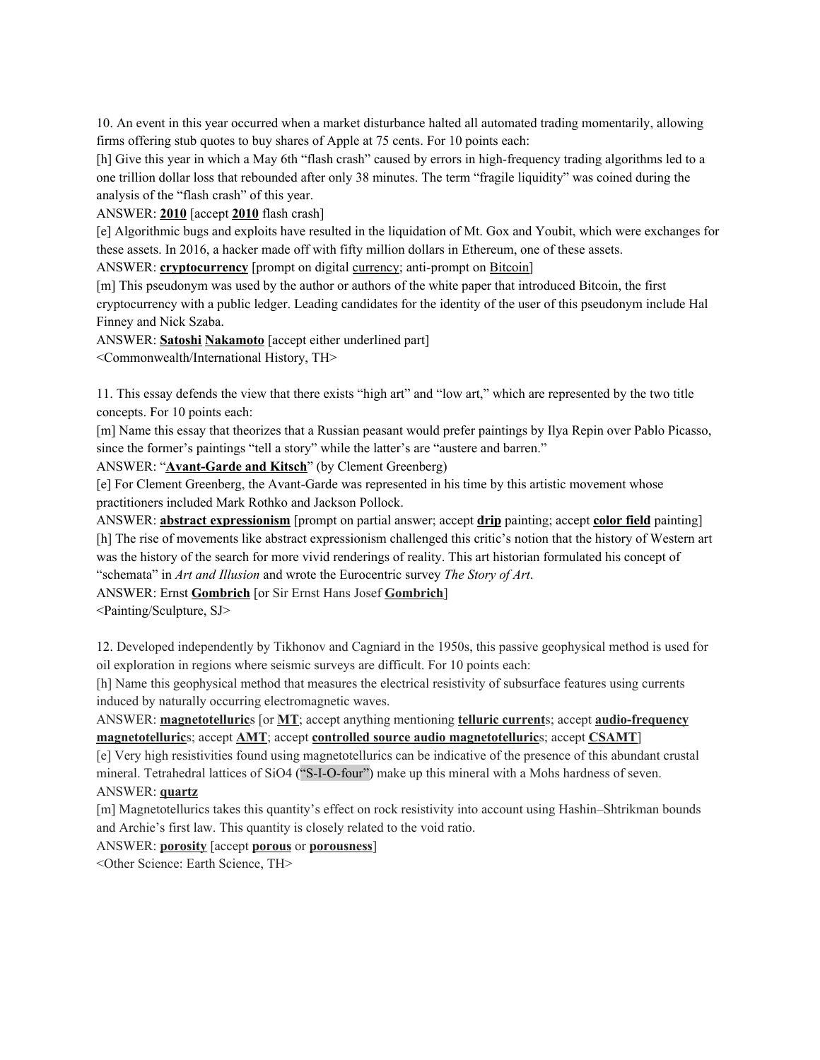10. An event in this year occurred when a market disturbance halted all automated trading momentarily, allowing firms offering stub quotes to buy shares of Apple at 75 cents. For 10 points each:

[h] Give this year in which a May 6th "flash crash" caused by errors in high-frequency trading algorithms led to a one trillion dollar loss that rebounded after only 38 minutes. The term "fragile liquidity" was coined during the analysis of the "flash crash" of this year.

ANSWER: **2010** [accept **2010** flash crash]

[e] Algorithmic bugs and exploits have resulted in the liquidation of Mt. Gox and Youbit, which were exchanges for these assets. In 2016, a hacker made off with fifty million dollars in Ethereum, one of these assets.

ANSWER: **cryptocurrency** [prompt on digital currency; anti-prompt on Bitcoin]

[m] This pseudonym was used by the author or authors of the white paper that introduced Bitcoin, the first cryptocurrency with a public ledger. Leading candidates for the identity of the user of this pseudonym include Hal Finney and Nick Szaba.

ANSWER: **Satoshi Nakamoto** [accept either underlined part]

<Commonwealth/International History, TH>

11. This essay defends the view that there exists "high art" and "low art," which are represented by the two title concepts. For 10 points each:

[m] Name this essay that theorizes that a Russian peasant would prefer paintings by Ilya Repin over Pablo Picasso, since the former's paintings "tell a story" while the latter's are "austere and barren."

ANSWER: "**Avant-Garde and Kitsch**" (by Clement Greenberg)

[e] For Clement Greenberg, the Avant-Garde was represented in his time by this artistic movement whose practitioners included Mark Rothko and Jackson Pollock.

ANSWER: **abstract expressionism** [prompt on partial answer; accept **drip** painting; accept **color field** painting]

[h] The rise of movements like abstract expressionism challenged this critic's notion that the history of Western art was the history of the search for more vivid renderings of reality. This art historian formulated his concept of "schemata" in *Art and Illusion* and wrote the Eurocentric survey *The Story of Art*.

ANSWER: Ernst **Gombrich** [or Sir Ernst Hans Josef **Gombrich**]

<Painting/Sculpture, SJ>

12. Developed independently by Tikhonov and Cagniard in the 1950s, this passive geophysical method is used for oil exploration in regions where seismic surveys are difficult. For 10 points each:

[h] Name this geophysical method that measures the electrical resistivity of subsurface features using currents induced by naturally occurring electromagnetic waves.

ANSWER: **magnetotelluric**s [or **MT**; accept anything mentioning **telluric current**s; accept **audio-frequency magnetotelluric**s; accept **AMT**; accept **controlled source audio magnetotelluric**s; accept **CSAMT**]

[e] Very high resistivities found using magnetotellurics can be indicative of the presence of this abundant crustal mineral. Tetrahedral lattices of $SiO_4$ ("S-I-O-four") make up this mineral with a Mohs hardness of seven.

ANSWER: **quartz**

[m] Magnetotellurics takes this quantity's effect on rock resistivity into account using Hashin–Shtrikman bounds and Archie's first law. This quantity is closely related to the void ratio.

ANSWER: **porosity** [accept **porous** or **porousness**]

<Other Science: Earth Science, TH>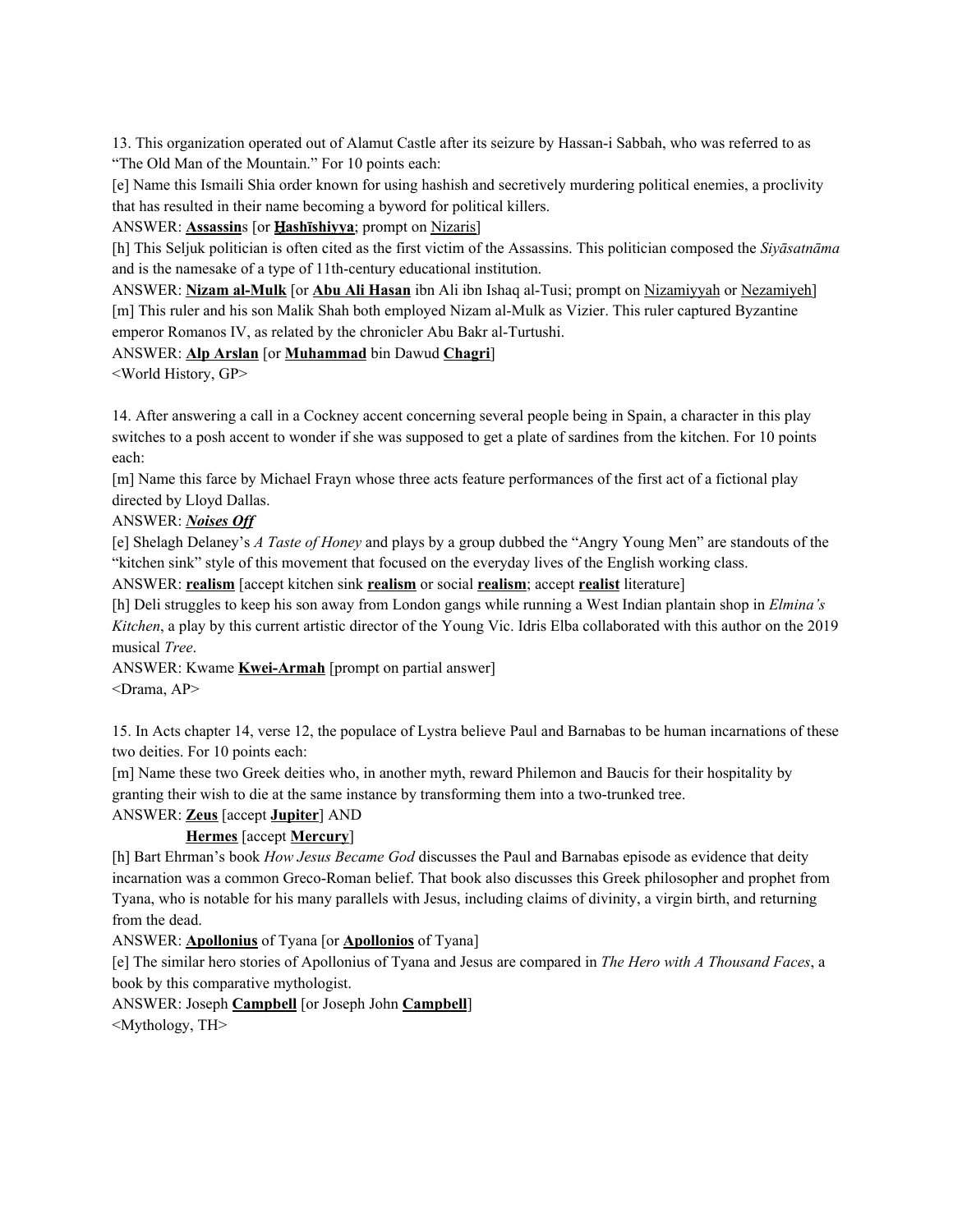13. This organization operated out of Alamut Castle after its seizure by Hassan-i Sabbah, who was referred to as "The Old Man of the Mountain." For 10 points each:

[e] Name this Ismaili Shia order known for using hashish and secretively murdering political enemies, a proclivity that has resulted in their name becoming a byword for political killers.

ANSWER: **Assassin**s [or **Ḥashīshiyya**; prompt on Nizaris]

[h] This Seljuk politician is often cited as the first victim of the Assassins. This politician composed the *Siyāsatnāma* and is the namesake of a type of 11th-century educational institution.

ANSWER: **Nizam al-Mulk** [or **Abu Ali Hasan** ibn Ali ibn Ishaq al-Tusi; prompt on Nizamiyyah or Nezamiyeh]

[m] This ruler and his son Malik Shah both employed Nizam al-Mulk as Vizier. This ruler captured Byzantine emperor Romanos IV, as related by the chronicler Abu Bakr al-Turtushi.

ANSWER: **Alp Arslan** [or **Muhammad** bin Dawud **Chagri**]

<World History, GP>

14. After answering a call in a Cockney accent concerning several people being in Spain, a character in this play switches to a posh accent to wonder if she was supposed to get a plate of sardines from the kitchen. For 10 points each:

[m] Name this farce by Michael Frayn whose three acts feature performances of the first act of a fictional play directed by Lloyd Dallas.

ANSWER: ***Noises Off***

[e] Shelagh Delaney's *A Taste of Honey* and plays by a group dubbed the "Angry Young Men" are standouts of the "kitchen sink" style of this movement that focused on the everyday lives of the English working class.

ANSWER: **realism** [accept kitchen sink **realism** or social **realism**; accept **realist** literature]

[h] Deli struggles to keep his son away from London gangs while running a West Indian plantain shop in *Elmina's Kitchen*, a play by this current artistic director of the Young Vic. Idris Elba collaborated with this author on the 2019 musical *Tree*.

ANSWER: Kwame **Kwei-Armah** [prompt on partial answer]

<Drama, AP>

15. In Acts chapter 14, verse 12, the populace of Lystra believe Paul and Barnabas to be human incarnations of these two deities. For 10 points each:

[m] Name these two Greek deities who, in another myth, reward Philemon and Baucis for their hospitality by granting their wish to die at the same instance by transforming them into a two-trunked tree.

ANSWER: **Zeus** [accept **Jupiter**] AND

**Hermes** [accept **Mercury**]

[h] Bart Ehrman's book *How Jesus Became God* discusses the Paul and Barnabas episode as evidence that deity incarnation was a common Greco-Roman belief. That book also discusses this Greek philosopher and prophet from Tyana, who is notable for his many parallels with Jesus, including claims of divinity, a virgin birth, and returning from the dead.

ANSWER: **Apollonius** of Tyana [or **Apollonios** of Tyana]

[e] The similar hero stories of Apollonius of Tyana and Jesus are compared in *The Hero with A Thousand Faces*, a book by this comparative mythologist.

ANSWER: Joseph **Campbell** [or Joseph John **Campbell**]

<Mythology, TH>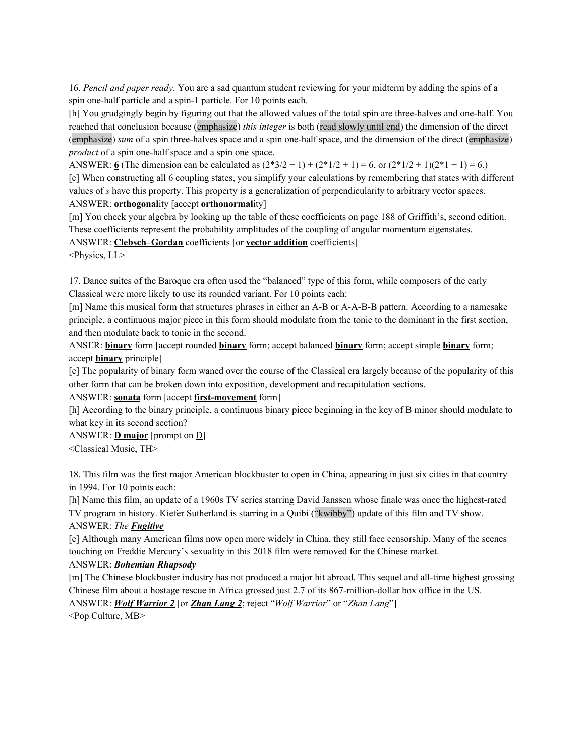16. *Pencil and paper ready*. You are a sad quantum student reviewing for your midterm by adding the spins of a spin one-half particle and a spin-1 particle. For 10 points each.

[h] You grudgingly begin by figuring out that the allowed values of the total spin are three-halves and one-half. You reached that conclusion because (emphasize) *this integer* is both (read slowly until end) the dimension of the direct (emphasize) *sum* of a spin three-halves space and a spin one-half space, and the dimension of the direct (emphasize) *product* of a spin one-half space and a spin one space.

ANSWER: **6** (The dimension can be calculated as $(2*3/2 + 1) + (2*1/2 + 1) = 6$, or $(2*1/2 + 1)(2*1 + 1) = 6$.)

[e] When constructing all 6 coupling states, you simplify your calculations by remembering that states with different values of *s* have this property. This property is a generalization of perpendicularity to arbitrary vector spaces.

ANSWER: **orthogonal**ity [accept **orthonormal**ity]

[m] You check your algebra by looking up the table of these coefficients on page 188 of Griffith's, second edition. These coefficients represent the probability amplitudes of the coupling of angular momentum eigenstates.

ANSWER: **Clebsch–Gordan** coefficients [or **vector addition** coefficients]

<Physics, LL>

17. Dance suites of the Baroque era often used the "balanced" type of this form, while composers of the early Classical were more likely to use its rounded variant. For 10 points each:

[m] Name this musical form that structures phrases in either an A-B or A-A-B-B pattern. According to a namesake principle, a continuous major piece in this form should modulate from the tonic to the dominant in the first section, and then modulate back to tonic in the second.

ANSER: **binary** form [accept rounded **binary** form; accept balanced **binary** form; accept simple **binary** form; accept **binary** principle]

[e] The popularity of binary form waned over the course of the Classical era largely because of the popularity of this other form that can be broken down into exposition, development and recapitulation sections.

ANSWER: **sonata** form [accept **first-movement** form]

[h] According to the binary principle, a continuous binary piece beginning in the key of B minor should modulate to what key in its second section?

ANSWER: **D major** [prompt on D]

<Classical Music, TH>

18. This film was the first major American blockbuster to open in China, appearing in just six cities in that country in 1994. For 10 points each:

[h] Name this film, an update of a 1960s TV series starring David Janssen whose finale was once the highest-rated TV program in history. Kiefer Sutherland is starring in a Quibi ("kwibby") update of this film and TV show.

ANSWER: *The* ***Fugitive***

[e] Although many American films now open more widely in China, they still face censorship. Many of the scenes touching on Freddie Mercury's sexuality in this 2018 film were removed for the Chinese market.

ANSWER: ***Bohemian Rhapsody***

[m] The Chinese blockbuster industry has not produced a major hit abroad. This sequel and all-time highest grossing Chinese film about a hostage rescue in Africa grossed just 2.7 of its 867-million-dollar box office in the US.

ANSWER: ***Wolf Warrior 2*** [or ***Zhan Lang 2***; reject "*Wolf Warrior*" or "*Zhan Lang*"]

<Pop Culture, MB>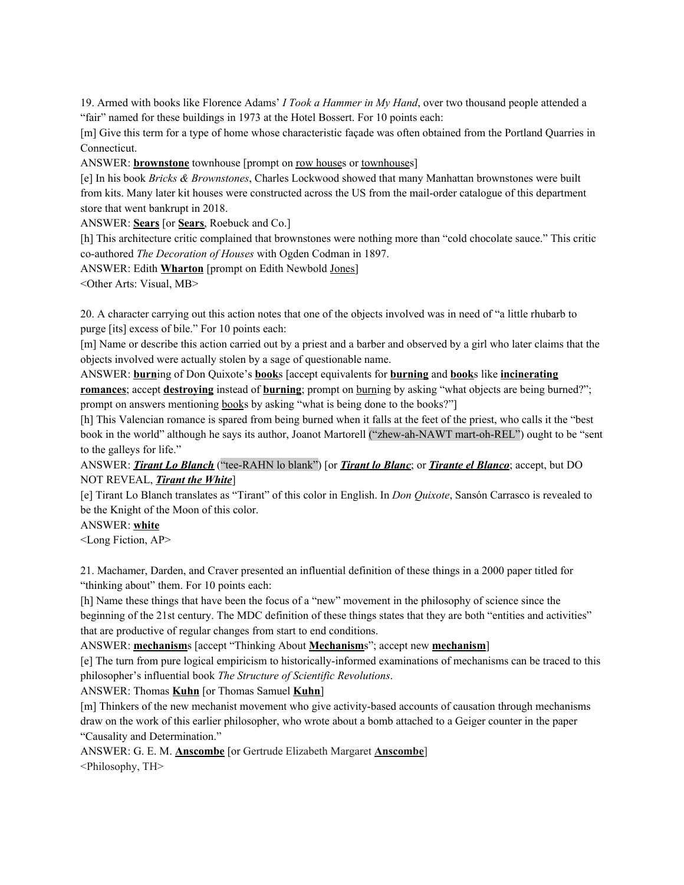19. Armed with books like Florence Adams' *I Took a Hammer in My Hand*, over two thousand people attended a "fair" named for these buildings in 1973 at the Hotel Bossert. For 10 points each:

[m] Give this term for a type of home whose characteristic façade was often obtained from the Portland Quarries in Connecticut.

ANSWER: **brownstone** townhouse [prompt on row houses or townhouses]

[e] In his book *Bricks & Brownstones*, Charles Lockwood showed that many Manhattan brownstones were built from kits. Many later kit houses were constructed across the US from the mail-order catalogue of this department store that went bankrupt in 2018.

ANSWER: **Sears** [or **Sears**, Roebuck and Co.]

[h] This architecture critic complained that brownstones were nothing more than "cold chocolate sauce." This critic co-authored *The Decoration of Houses* with Ogden Codman in 1897.

ANSWER: Edith **Wharton** [prompt on Edith Newbold Jones]

<Other Arts: Visual, MB>

20. A character carrying out this action notes that one of the objects involved was in need of "a little rhubarb to purge [its] excess of bile." For 10 points each:

[m] Name or describe this action carried out by a priest and a barber and observed by a girl who later claims that the objects involved were actually stolen by a sage of questionable name.

ANSWER: **burn**ing of Don Quixote's **book**s [accept equivalents for **burning** and **book**s like **incinerating romances**; accept **destroying** instead of **burning**; prompt on burning by asking "what objects are being burned?"; prompt on answers mentioning books by asking "what is being done to the books?"]

[h] This Valencian romance is spared from being burned when it falls at the feet of the priest, who calls it the "best book in the world" although he says its author, Joanot Martorell ("zhew-ah-NAWT mart-oh-REL") ought to be "sent to the galleys for life."

ANSWER: ***Tirant Lo Blanch*** ("tee-RAHN lo blank") [or ***Tirant lo Blanc***; or ***Tirante el Blanco***; accept, but DO NOT REVEAL, ***Tirant the White***]

[e] Tirant Lo Blanch translates as "Tirant" of this color in English. In *Don Quixote*, Sansón Carrasco is revealed to be the Knight of the Moon of this color.

ANSWER: **white**

<Long Fiction, AP>

21. Machamer, Darden, and Craver presented an influential definition of these things in a 2000 paper titled for "thinking about" them. For 10 points each:

[h] Name these things that have been the focus of a "new" movement in the philosophy of science since the beginning of the 21st century. The MDC definition of these things states that they are both "entities and activities" that are productive of regular changes from start to end conditions.

ANSWER: **mechanism**s [accept "Thinking About **Mechanism**s"; accept new **mechanism**]

[e] The turn from pure logical empiricism to historically-informed examinations of mechanisms can be traced to this philosopher's influential book *The Structure of Scientific Revolutions*.

ANSWER: Thomas **Kuhn** [or Thomas Samuel **Kuhn**]

[m] Thinkers of the new mechanist movement who give activity-based accounts of causation through mechanisms draw on the work of this earlier philosopher, who wrote about a bomb attached to a Geiger counter in the paper "Causality and Determination."

ANSWER: G. E. M. **Anscombe** [or Gertrude Elizabeth Margaret **Anscombe**]

<Philosophy, TH>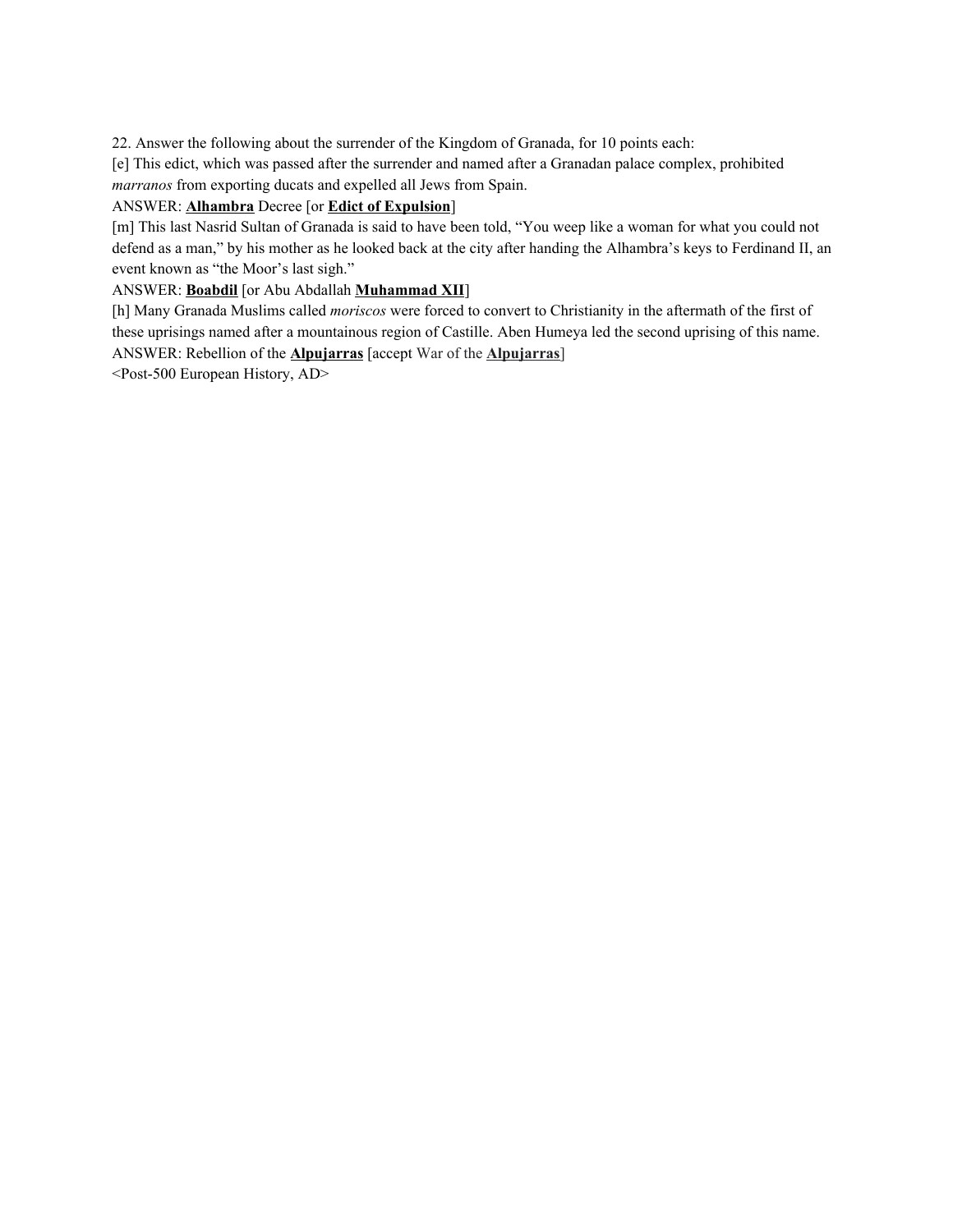22. Answer the following about the surrender of the Kingdom of Granada, for 10 points each:

[e] This edict, which was passed after the surrender and named after a Granadan palace complex, prohibited *marranos* from exporting ducats and expelled all Jews from Spain.

ANSWER: **Alhambra** Decree [or **Edict of Expulsion**]

[m] This last Nasrid Sultan of Granada is said to have been told, "You weep like a woman for what you could not defend as a man," by his mother as he looked back at the city after handing the Alhambra's keys to Ferdinand II, an event known as "the Moor's last sigh."

ANSWER: **Boabdil** [or Abu Abdallah **Muhammad XII**]

[h] Many Granada Muslims called *moriscos* were forced to convert to Christianity in the aftermath of the first of these uprisings named after a mountainous region of Castille. Aben Humeya led the second uprising of this name.

ANSWER: Rebellion of the **Alpujarras** [accept War of the **Alpujarras**]

<Post-500 European History, AD>